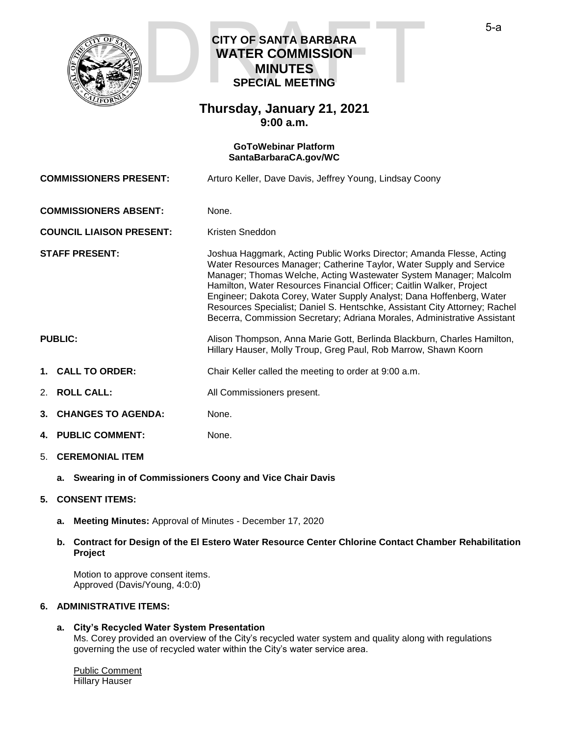# CITY OF SANTA BARBARA
# WATER COMMISSION
# MINUTES
## SPECIAL MEETING

DRAFT

5-a

## Thursday, January 21, 2021
## 9:00 a.m.

**GoToWebinar Platform**
**SantaBarbaraCA.gov/WC**

**COMMISSIONERS PRESENT:** Arturo Keller, Dave Davis, Jeffrey Young, Lindsay Coony

**COMMISSIONERS ABSENT:** None.

**COUNCIL LIAISON PRESENT:** Kristen Sneddon

**STAFF PRESENT:** Joshua Haggmark, Acting Public Works Director; Amanda Flesse, Acting Water Resources Manager; Catherine Taylor, Water Supply and Service Manager; Thomas Welche, Acting Wastewater System Manager; Malcolm Hamilton, Water Resources Financial Officer; Caitlin Walker, Project Engineer; Dakota Corey, Water Supply Analyst; Dana Hoffenberg, Water Resources Specialist; Daniel S. Hentschke, Assistant City Attorney; Rachel Becerra, Commission Secretary; Adriana Morales, Administrative Assistant

**PUBLIC:** Alison Thompson, Anna Marie Gott, Berlinda Blackburn, Charles Hamilton, Hillary Hauser, Molly Troup, Greg Paul, Rob Marrow, Shawn Koorn

1. **CALL TO ORDER:** Chair Keller called the meeting to order at 9:00 a.m.

2. **ROLL CALL:** All Commissioners present.

3. **CHANGES TO AGENDA:** None.

4. **PUBLIC COMMENT:** None.

5. **CEREMONIAL ITEM**

   a. **Swearing in of Commissioners Coony and Vice Chair Davis**

5. **CONSENT ITEMS:**

   a. **Meeting Minutes:** Approval of Minutes - December 17, 2020

   b. **Contract for Design of the El Estero Water Resource Center Chlorine Contact Chamber Rehabilitation Project**

   Motion to approve consent items.
   Approved (Davis/Young, 4:0:0)

6. **ADMINISTRATIVE ITEMS:**

   a. **City's Recycled Water System Presentation**
   Ms. Corey provided an overview of the City's recycled water system and quality along with regulations governing the use of recycled water within the City's water service area.

   Public Comment
   Hillary Hauser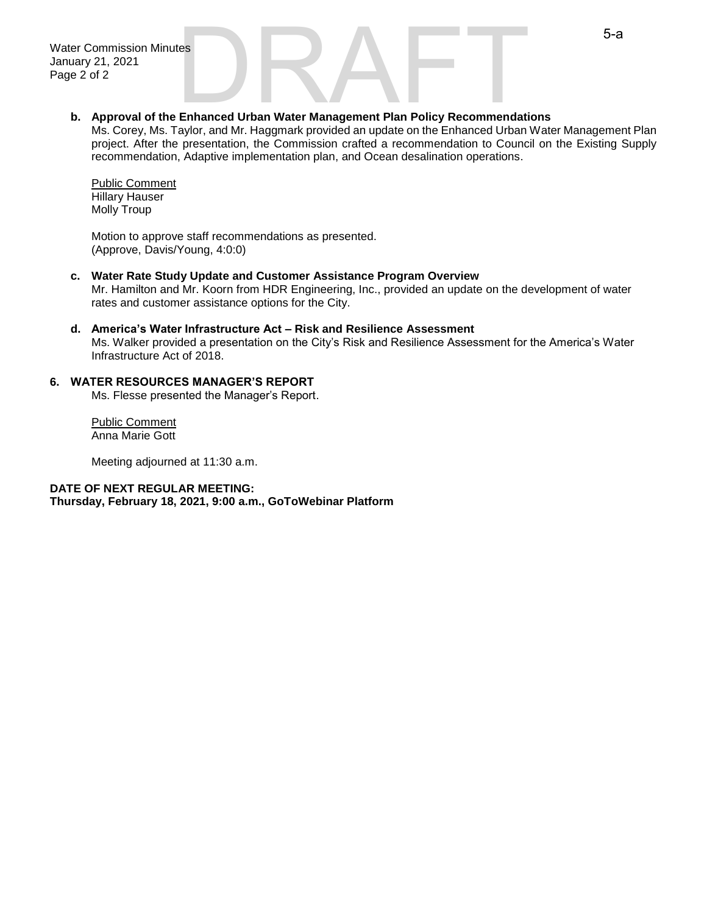**b. Approval of the Enhanced Urban Water Management Plan Policy Recommendations**

Ms. Corey, Ms. Taylor, and Mr. Haggmark provided an update on the Enhanced Urban Water Management Plan project. After the presentation, the Commission crafted a recommendation to Council on the Existing Supply recommendation, Adaptive implementation plan, and Ocean desalination operations.

Public Comment
Hillary Hauser
Molly Troup

Motion to approve staff recommendations as presented.
(Approve, Davis/Young, 4:0:0)

**c. Water Rate Study Update and Customer Assistance Program Overview**

Mr. Hamilton and Mr. Koorn from HDR Engineering, Inc., provided an update on the development of water rates and customer assistance options for the City.

**d. America's Water Infrastructure Act – Risk and Resilience Assessment**

Ms. Walker provided a presentation on the City's Risk and Resilience Assessment for the America's Water Infrastructure Act of 2018.

**6. WATER RESOURCES MANAGER'S REPORT**

Ms. Flesse presented the Manager's Report.

Public Comment
Anna Marie Gott

Meeting adjourned at 11:30 a.m.

**DATE OF NEXT REGULAR MEETING:**
**Thursday, February 18, 2021, 9:00 a.m., GoToWebinar Platform**